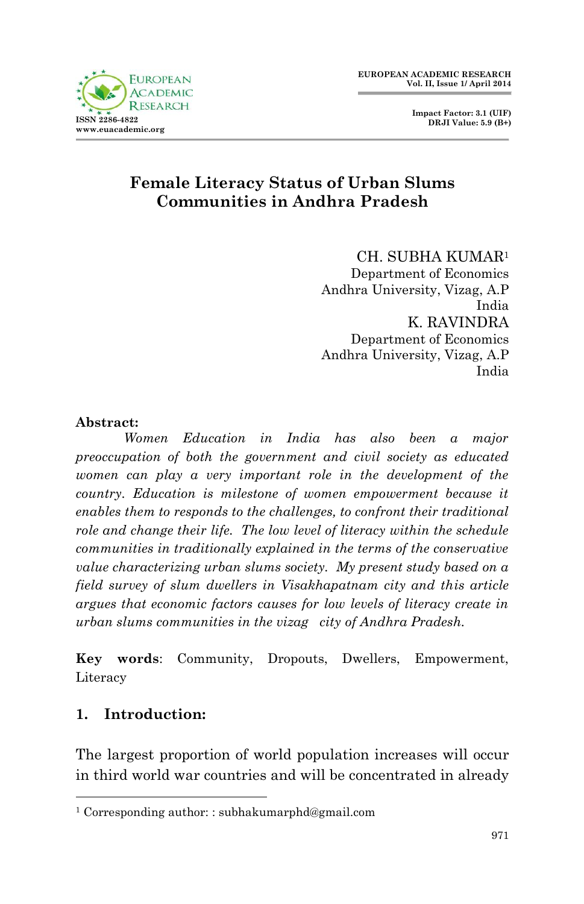# Female Literacy Status of Urban Slums Communities in Andhra Pradesh

CH. SUBHA KUMAR[1]
Department of Economics
Andhra University, Vizag, A.P
India

K. RAVINDRA
Department of Economics
Andhra University, Vizag, A.P
India

**Abstract:**

*Women Education in India has also been a major preoccupation of both the government and civil society as educated women can play a very important role in the development of the country. Education is milestone of women empowerment because it enables them to responds to the challenges, to confront their traditional role and change their life. The low level of literacy within the schedule communities in traditionally explained in the terms of the conservative value characterizing urban slums society. My present study based on a field survey of slum dwellers in Visakhapatnam city and this article argues that economic factors causes for low levels of literacy create in urban slums communities in the vizag city of Andhra Pradesh.*

**Key words**: Community, Dropouts, Dwellers, Empowerment, Literacy

## 1. Introduction:

The largest proportion of world population increases will occur in third world war countries and will be concentrated in already

---

[1] Corresponding author: : subhakumarphd@gmail.com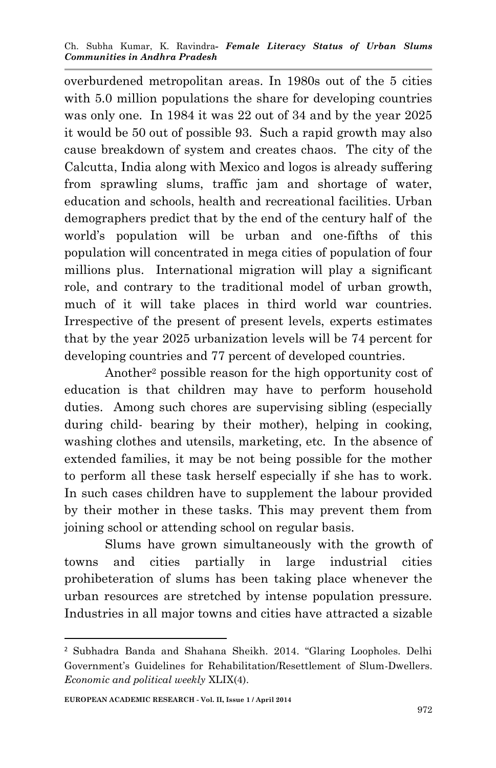overburdened metropolitan areas. In 1980s out of the 5 cities with 5.0 million populations the share for developing countries was only one. In 1984 it was 22 out of 34 and by the year 2025 it would be 50 out of possible 93. Such a rapid growth may also cause breakdown of system and creates chaos. The city of the Calcutta, India along with Mexico and logos is already suffering from sprawling slums, traffic jam and shortage of water, education and schools, health and recreational facilities. Urban demographers predict that by the end of the century half of the world's population will be urban and one-fifths of this population will concentrated in mega cities of population of four millions plus. International migration will play a significant role, and contrary to the traditional model of urban growth, much of it will take places in third world war countries. Irrespective of the present of present levels, experts estimates that by the year 2025 urbanization levels will be 74 percent for developing countries and 77 percent of developed countries.

Another[2] possible reason for the high opportunity cost of education is that children may have to perform household duties. Among such chores are supervising sibling (especially during child- bearing by their mother), helping in cooking, washing clothes and utensils, marketing, etc. In the absence of extended families, it may be not being possible for the mother to perform all these task herself especially if she has to work. In such cases children have to supplement the labour provided by their mother in these tasks. This may prevent them from joining school or attending school on regular basis.

Slums have grown simultaneously with the growth of towns and cities partially in large industrial cities prohibeteration of slums has been taking place whenever the urban resources are stretched by intense population pressure. Industries in all major towns and cities have attracted a sizable

---

[2] Subhadra Banda and Shahana Sheikh. 2014. "Glaring Loopholes. Delhi Government's Guidelines for Rehabilitation/Resettlement of Slum-Dwellers. *Economic and political weekly* XLIX(4).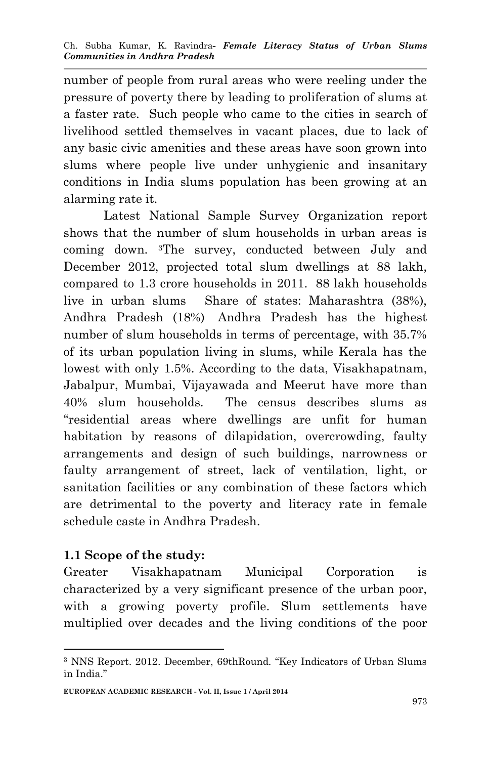number of people from rural areas who were reeling under the pressure of poverty there by leading to proliferation of slums at a faster rate. Such people who came to the cities in search of livelihood settled themselves in vacant places, due to lack of any basic civic amenities and these areas have soon grown into slums where people live under unhygienic and insanitary conditions in India slums population has been growing at an alarming rate it.

Latest National Sample Survey Organization report shows that the number of slum households in urban areas is coming down. [3]The survey, conducted between July and December 2012, projected total slum dwellings at 88 lakh, compared to 1.3 crore households in 2011. 88 lakh households live in urban slums Share of states: Maharashtra (38%), Andhra Pradesh (18%) Andhra Pradesh has the highest number of slum households in terms of percentage, with 35.7% of its urban population living in slums, while Kerala has the lowest with only 1.5%. According to the data, Visakhapatnam, Jabalpur, Mumbai, Vijayawada and Meerut have more than 40% slum households. The census describes slums as "residential areas where dwellings are unfit for human habitation by reasons of dilapidation, overcrowding, faulty arrangements and design of such buildings, narrowness or faulty arrangement of street, lack of ventilation, light, or sanitation facilities or any combination of these factors which are detrimental to the poverty and literacy rate in female schedule caste in Andhra Pradesh.

## 1.1 Scope of the study:

Greater Visakhapatnam Municipal Corporation is characterized by a very significant presence of the urban poor, with a growing poverty profile. Slum settlements have multiplied over decades and the living conditions of the poor

---

[3] NNS Report. 2012. December, 69thRound. "Key Indicators of Urban Slums in India."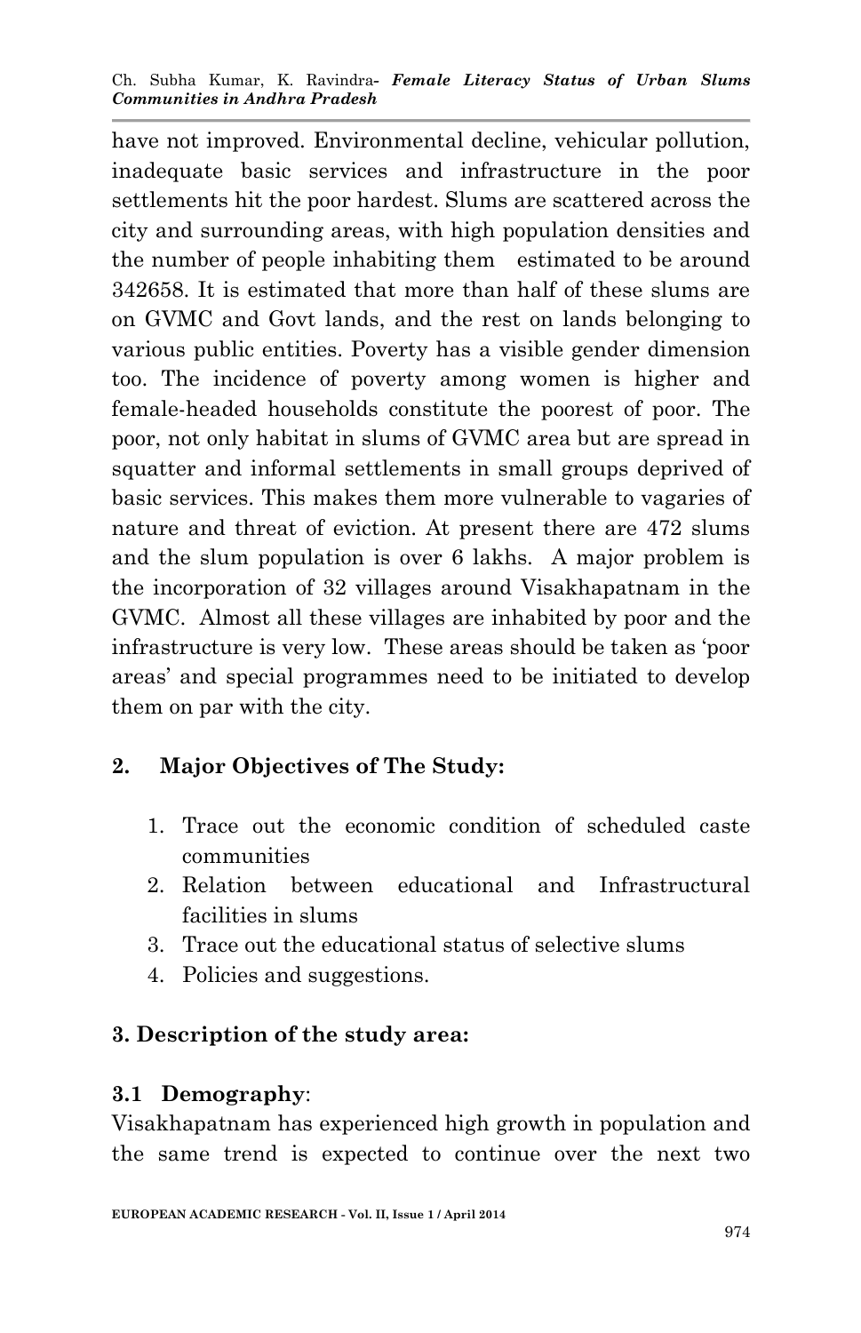have not improved. Environmental decline, vehicular pollution, inadequate basic services and infrastructure in the poor settlements hit the poor hardest. Slums are scattered across the city and surrounding areas, with high population densities and the number of people inhabiting them estimated to be around 342658. It is estimated that more than half of these slums are on GVMC and Govt lands, and the rest on lands belonging to various public entities. Poverty has a visible gender dimension too. The incidence of poverty among women is higher and female-headed households constitute the poorest of poor. The poor, not only habitat in slums of GVMC area but are spread in squatter and informal settlements in small groups deprived of basic services. This makes them more vulnerable to vagaries of nature and threat of eviction. At present there are 472 slums and the slum population is over 6 lakhs. A major problem is the incorporation of 32 villages around Visakhapatnam in the GVMC. Almost all these villages are inhabited by poor and the infrastructure is very low. These areas should be taken as 'poor areas' and special programmes need to be initiated to develop them on par with the city.

## 2. Major Objectives of The Study:

1. Trace out the economic condition of scheduled caste communities
2. Relation between educational and Infrastructural facilities in slums
3. Trace out the educational status of selective slums
4. Policies and suggestions.

## 3. Description of the study area:

### 3.1 Demography:

Visakhapatnam has experienced high growth in population and the same trend is expected to continue over the next two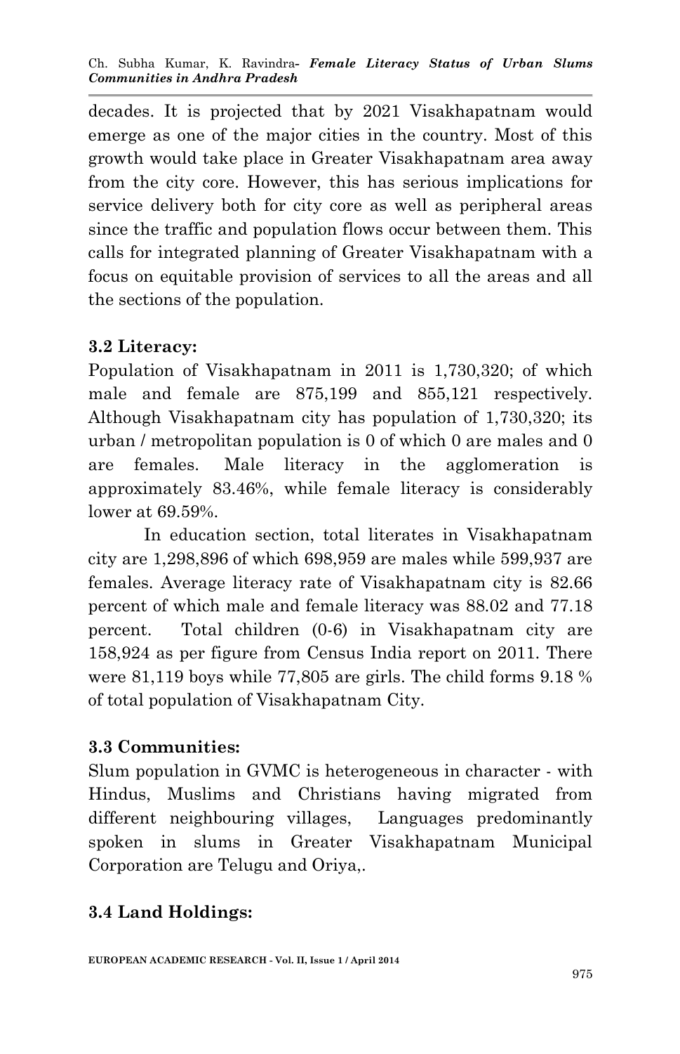decades. It is projected that by 2021 Visakhapatnam would emerge as one of the major cities in the country. Most of this growth would take place in Greater Visakhapatnam area away from the city core. However, this has serious implications for service delivery both for city core as well as peripheral areas since the traffic and population flows occur between them. This calls for integrated planning of Greater Visakhapatnam with a focus on equitable provision of services to all the areas and all the sections of the population.

### 3.2 Literacy:

Population of Visakhapatnam in 2011 is 1,730,320; of which male and female are 875,199 and 855,121 respectively. Although Visakhapatnam city has population of 1,730,320; its urban / metropolitan population is 0 of which 0 are males and 0 are females. Male literacy in the agglomeration is approximately 83.46%, while female literacy is considerably lower at 69.59%.

In education section, total literates in Visakhapatnam city are 1,298,896 of which 698,959 are males while 599,937 are females. Average literacy rate of Visakhapatnam city is 82.66 percent of which male and female literacy was 88.02 and 77.18 percent. Total children (0-6) in Visakhapatnam city are 158,924 as per figure from Census India report on 2011. There were 81,119 boys while 77,805 are girls. The child forms 9.18 % of total population of Visakhapatnam City.

### 3.3 Communities:

Slum population in GVMC is heterogeneous in character - with Hindus, Muslims and Christians having migrated from different neighbouring villages, Languages predominantly spoken in slums in Greater Visakhapatnam Municipal Corporation are Telugu and Oriya,.

### 3.4 Land Holdings: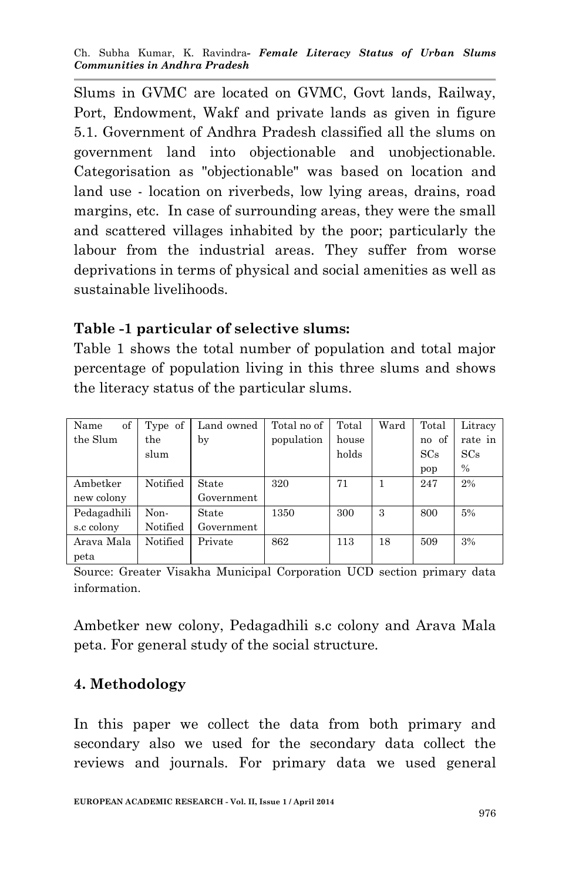Slums in GVMC are located on GVMC, Govt lands, Railway, Port, Endowment, Wakf and private lands as given in figure 5.1. Government of Andhra Pradesh classified all the slums on government land into objectionable and unobjectionable. Categorisation as "objectionable" was based on location and land use - location on riverbeds, low lying areas, drains, road margins, etc. In case of surrounding areas, they were the small and scattered villages inhabited by the poor; particularly the labour from the industrial areas. They suffer from worse deprivations in terms of physical and social amenities as well as sustainable livelihoods.

**Table -1 particular of selective slums:**

Table 1 shows the total number of population and total major percentage of population living in this three slums and shows the literacy status of the particular slums.

| Name of the Slum | Type of the slum | Land owned by | Total no of population | Total house holds | Ward | Total no of SCs pop | Litracy rate in SCs % |
|---|---|---|---|---|---|---|---|
| Ambetker new colony | Notified | State Government | 320 | 71 | 1 | 247 | 2% |
| Pedagadhili s.c colony | Non-Notified | State Government | 1350 | 300 | 3 | 800 | 5% |
| Arava Mala peta | Notified | Private | 862 | 113 | 18 | 509 | 3% |

Source: Greater Visakha Municipal Corporation UCD section primary data information.

Ambetker new colony, Pedagadhili s.c colony and Arava Mala peta. For general study of the social structure.

## 4. Methodology

In this paper we collect the data from both primary and secondary also we used for the secondary data collect the reviews and journals. For primary data we used general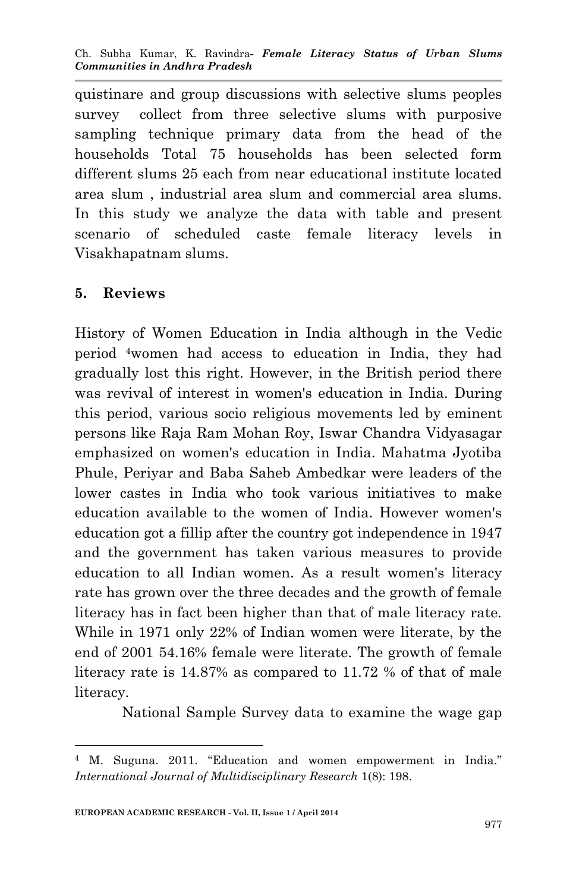quistinare and group discussions with selective slums peoples survey collect from three selective slums with purposive sampling technique primary data from the head of the households Total 75 households has been selected form different slums 25 each from near educational institute located area slum , industrial area slum and commercial area slums. In this study we analyze the data with table and present scenario of scheduled caste female literacy levels in Visakhapatnam slums.

## 5. Reviews

History of Women Education in India although in the Vedic period [4]women had access to education in India, they had gradually lost this right. However, in the British period there was revival of interest in women's education in India. During this period, various socio religious movements led by eminent persons like Raja Ram Mohan Roy, Iswar Chandra Vidyasagar emphasized on women's education in India. Mahatma Jyotiba Phule, Periyar and Baba Saheb Ambedkar were leaders of the lower castes in India who took various initiatives to make education available to the women of India. However women's education got a fillip after the country got independence in 1947 and the government has taken various measures to provide education to all Indian women. As a result women's literacy rate has grown over the three decades and the growth of female literacy has in fact been higher than that of male literacy rate. While in 1971 only 22% of Indian women were literate, by the end of 2001 54.16% female were literate. The growth of female literacy rate is 14.87% as compared to 11.72 % of that of male literacy.

National Sample Survey data to examine the wage gap

---

[4] M. Suguna. 2011. "Education and women empowerment in India." *International Journal of Multidisciplinary Research* 1(8): 198.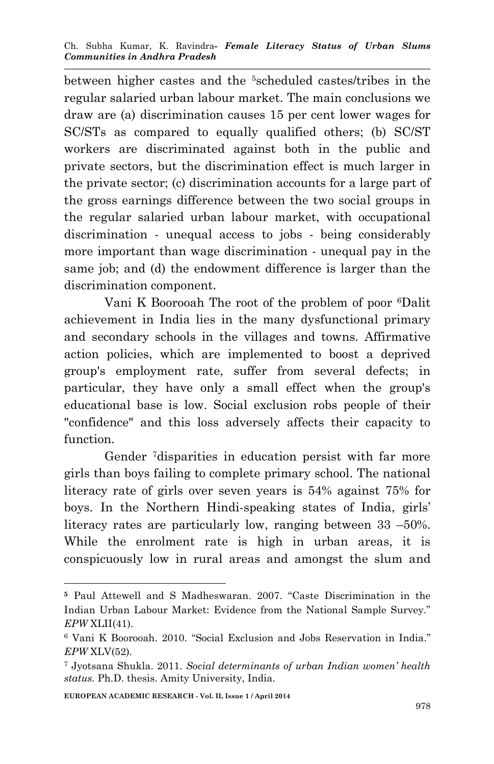between higher castes and the [5]scheduled castes/tribes in the regular salaried urban labour market. The main conclusions we draw are (a) discrimination causes 15 per cent lower wages for SC/STs as compared to equally qualified others; (b) SC/ST workers are discriminated against both in the public and private sectors, but the discrimination effect is much larger in the private sector; (c) discrimination accounts for a large part of the gross earnings difference between the two social groups in the regular salaried urban labour market, with occupational discrimination - unequal access to jobs - being considerably more important than wage discrimination - unequal pay in the same job; and (d) the endowment difference is larger than the discrimination component.

Vani K Boorooah The root of the problem of poor [6]Dalit achievement in India lies in the many dysfunctional primary and secondary schools in the villages and towns. Affirmative action policies, which are implemented to boost a deprived group's employment rate, suffer from several defects; in particular, they have only a small effect when the group's educational base is low. Social exclusion robs people of their "confidence" and this loss adversely affects their capacity to function.

Gender [7]disparities in education persist with far more girls than boys failing to complete primary school. The national literacy rate of girls over seven years is 54% against 75% for boys. In the Northern Hindi-speaking states of India, girls' literacy rates are particularly low, ranging between 33 –50%. While the enrolment rate is high in urban areas, it is conspicuously low in rural areas and amongst the slum and

---

[5] Paul Attewell and S Madheswaran. 2007. "Caste Discrimination in the Indian Urban Labour Market: Evidence from the National Sample Survey." *EPW* XLII(41).

[6] Vani K Boorooah. 2010. "Social Exclusion and Jobs Reservation in India." *EPW* XLV(52).

[7] Jyotsana Shukla. 2011. *Social determinants of urban Indian women' health status*. Ph.D. thesis. Amity University, India.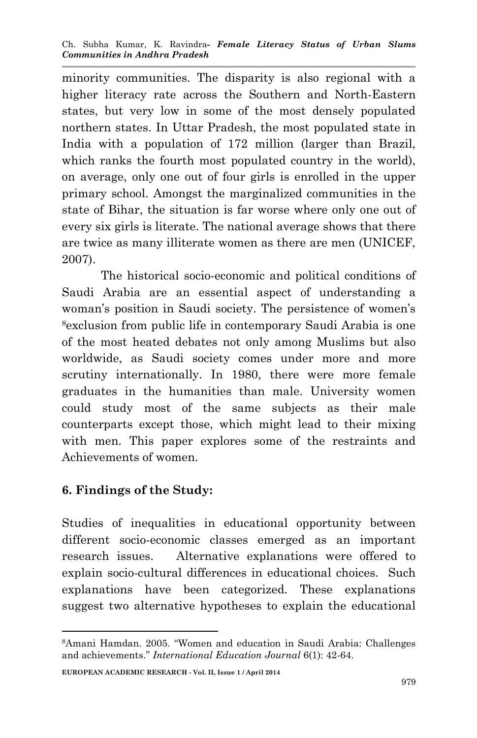minority communities. The disparity is also regional with a higher literacy rate across the Southern and North-Eastern states, but very low in some of the most densely populated northern states. In Uttar Pradesh, the most populated state in India with a population of 172 million (larger than Brazil, which ranks the fourth most populated country in the world), on average, only one out of four girls is enrolled in the upper primary school. Amongst the marginalized communities in the state of Bihar, the situation is far worse where only one out of every six girls is literate. The national average shows that there are twice as many illiterate women as there are men (UNICEF, 2007).

The historical socio-economic and political conditions of Saudi Arabia are an essential aspect of understanding a woman's position in Saudi society. The persistence of women's [8]exclusion from public life in contemporary Saudi Arabia is one of the most heated debates not only among Muslims but also worldwide, as Saudi society comes under more and more scrutiny internationally. In 1980, there were more female graduates in the humanities than male. University women could study most of the same subjects as their male counterparts except those, which might lead to their mixing with men. This paper explores some of the restraints and Achievements of women.

## 6. Findings of the Study:

Studies of inequalities in educational opportunity between different socio-economic classes emerged as an important research issues. Alternative explanations were offered to explain socio-cultural differences in educational choices. Such explanations have been categorized. These explanations suggest two alternative hypotheses to explain the educational

---

[8]Amani Hamdan. 2005. "Women and education in Saudi Arabia: Challenges and achievements." *International Education Journal* 6(1): 42-64.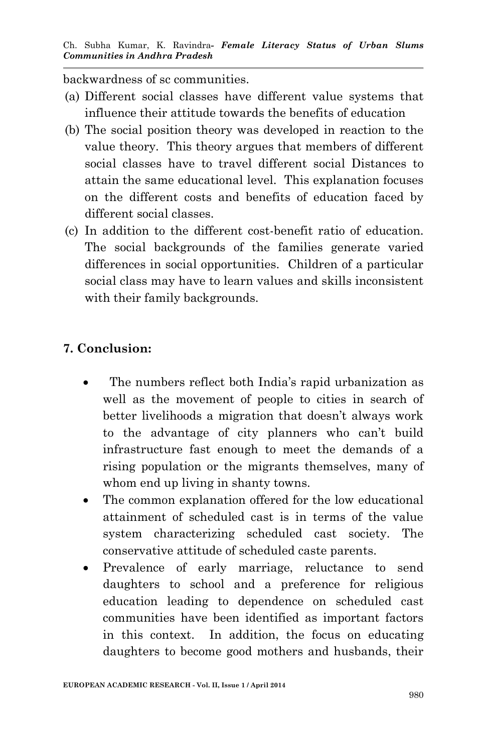backwardness of sc communities.

(a) Different social classes have different value systems that influence their attitude towards the benefits of education

(b) The social position theory was developed in reaction to the value theory. This theory argues that members of different social classes have to travel different social Distances to attain the same educational level. This explanation focuses on the different costs and benefits of education faced by different social classes.

(c) In addition to the different cost-benefit ratio of education. The social backgrounds of the families generate varied differences in social opportunities. Children of a particular social class may have to learn values and skills inconsistent with their family backgrounds.

## 7. Conclusion:

- The numbers reflect both India's rapid urbanization as well as the movement of people to cities in search of better livelihoods a migration that doesn't always work to the advantage of city planners who can't build infrastructure fast enough to meet the demands of a rising population or the migrants themselves, many of whom end up living in shanty towns.
- The common explanation offered for the low educational attainment of scheduled cast is in terms of the value system characterizing scheduled cast society. The conservative attitude of scheduled caste parents.
- Prevalence of early marriage, reluctance to send daughters to school and a preference for religious education leading to dependence on scheduled cast communities have been identified as important factors in this context. In addition, the focus on educating daughters to become good mothers and husbands, their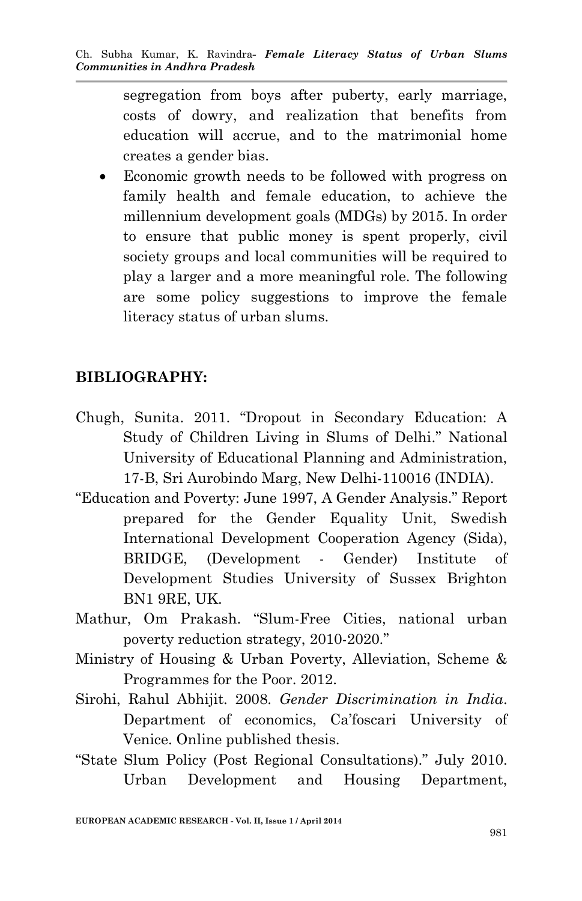segregation from boys after puberty, early marriage, costs of dowry, and realization that benefits from education will accrue, and to the matrimonial home creates a gender bias.

- Economic growth needs to be followed with progress on family health and female education, to achieve the millennium development goals (MDGs) by 2015. In order to ensure that public money is spent properly, civil society groups and local communities will be required to play a larger and a more meaningful role. The following are some policy suggestions to improve the female literacy status of urban slums.

## BIBLIOGRAPHY:

Chugh, Sunita. 2011. "Dropout in Secondary Education: A Study of Children Living in Slums of Delhi." National University of Educational Planning and Administration, 17-B, Sri Aurobindo Marg, New Delhi-110016 (INDIA).

"Education and Poverty: June 1997, A Gender Analysis." Report prepared for the Gender Equality Unit, Swedish International Development Cooperation Agency (Sida), BRIDGE, (Development - Gender) Institute of Development Studies University of Sussex Brighton BN1 9RE, UK.

Mathur, Om Prakash. "Slum-Free Cities, national urban poverty reduction strategy, 2010-2020."

Ministry of Housing & Urban Poverty, Alleviation, Scheme & Programmes for the Poor. 2012.

Sirohi, Rahul Abhijit. 2008. *Gender Discrimination in India*. Department of economics, Ca'foscari University of Venice. Online published thesis.

"State Slum Policy (Post Regional Consultations)." July 2010. Urban Development and Housing Department,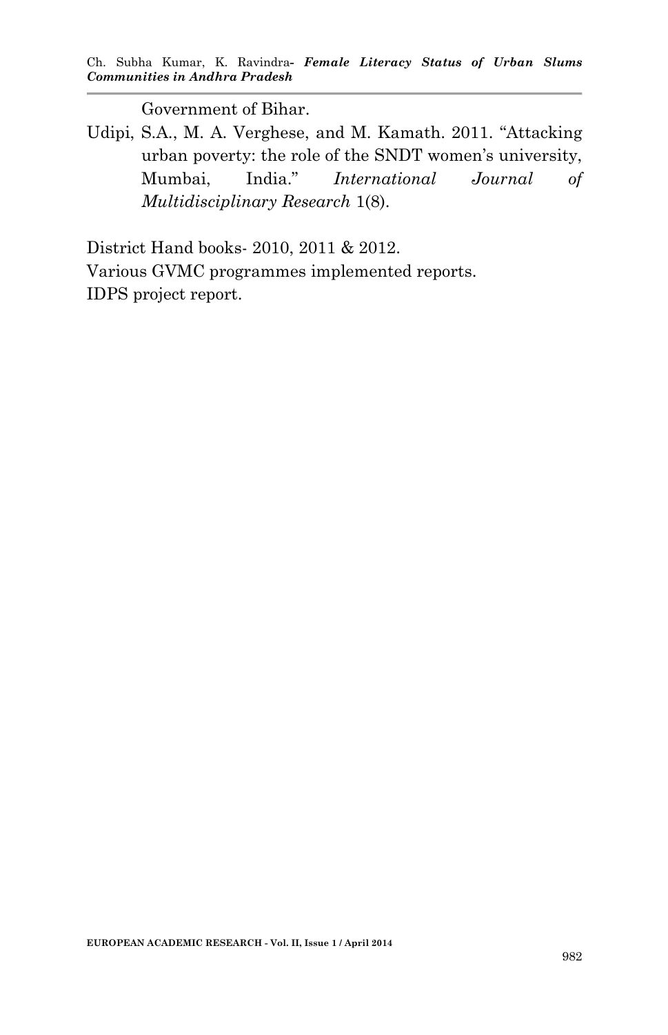Government of Bihar.

Udipi, S.A., M. A. Verghese, and M. Kamath. 2011. "Attacking urban poverty: the role of the SNDT women's university, Mumbai, India." *International Journal of Multidisciplinary Research* 1(8).

District Hand books- 2010, 2011 & 2012.

Various GVMC programmes implemented reports.

IDPS project report.